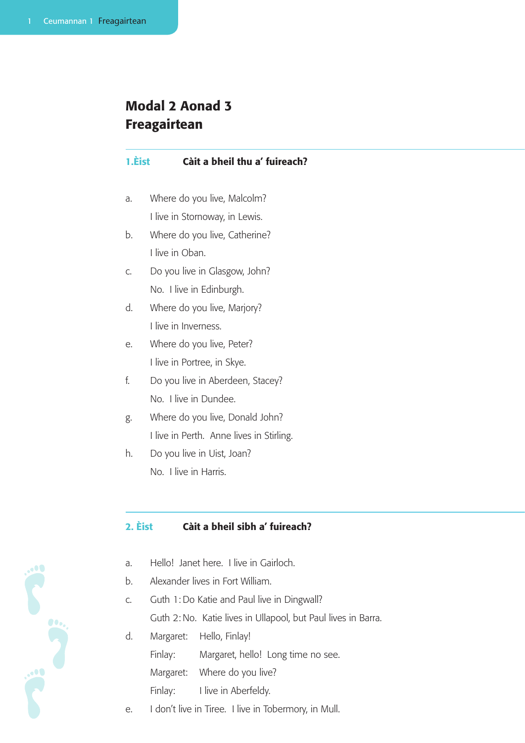# Modal 2 Aonad 3
# Freagairtean

## 1. Èist — Càit a bheil thu a' fuireach?

a. Where do you live, Malcolm?
   I live in Stornoway, in Lewis.

b. Where do you live, Catherine?
   I live in Oban.

c. Do you live in Glasgow, John?
   No. I live in Edinburgh.

d. Where do you live, Marjory?
   I live in Inverness.

e. Where do you live, Peter?
   I live in Portree, in Skye.

f. Do you live in Aberdeen, Stacey?
   No. I live in Dundee.

g. Where do you live, Donald John?
   I live in Perth. Anne lives in Stirling.

h. Do you live in Uist, Joan?
   No. I live in Harris.

## 2. Èist — Càit a bheil sibh a' fuireach?

a. Hello! Janet here. I live in Gairloch.

b. Alexander lives in Fort William.

c. Guth 1: Do Katie and Paul live in Dingwall?
   Guth 2: No. Katie lives in Ullapool, but Paul lives in Barra.

d. Margaret: Hello, Finlay!
   Finlay: Margaret, hello! Long time no see.
   Margaret: Where do you live?
   Finlay: I live in Aberfeldy.

e. I don't live in Tiree. I live in Tobermory, in Mull.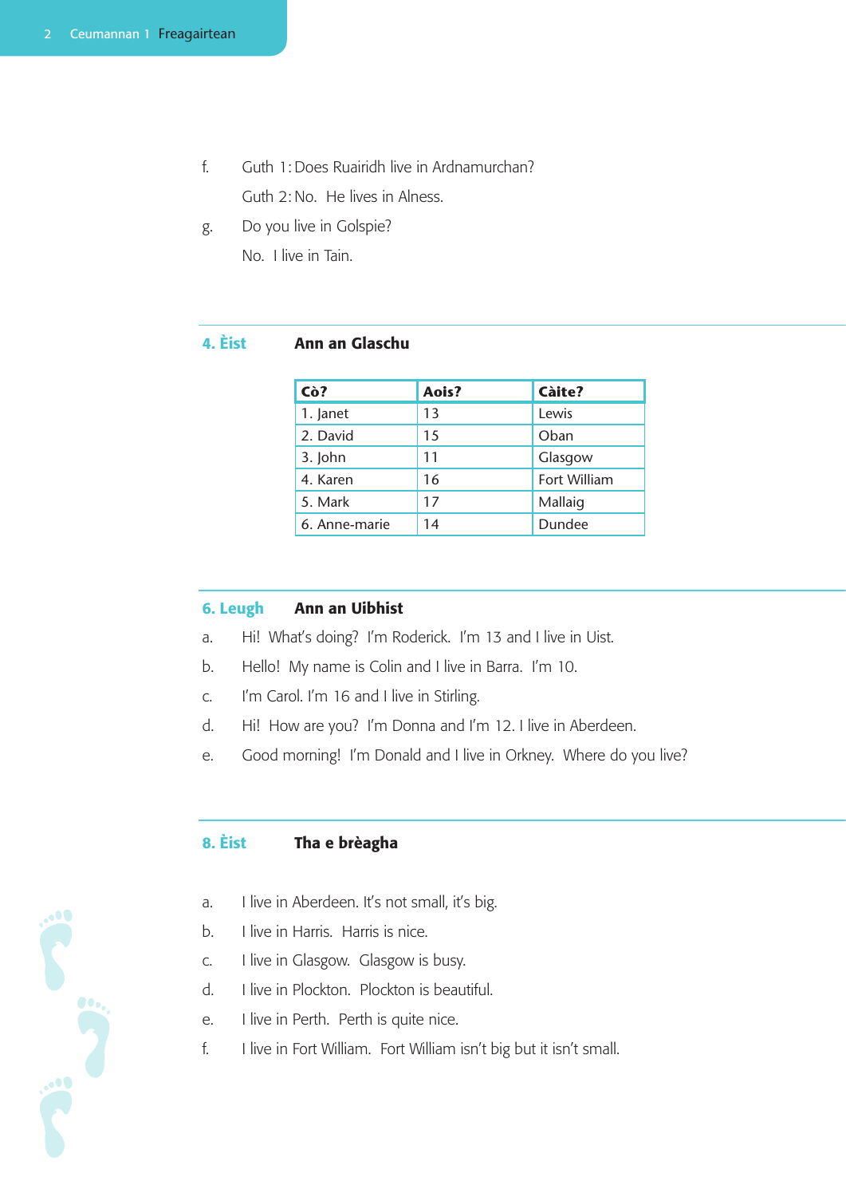f. Guth 1: Does Ruairidh live in Ardnamurchan?

Guth 2: No. He lives in Alness.

g. Do you live in Golspie?

No. I live in Tain.

## 4. Èist Ann an Glaschu

| Cò? | Aois? | Càite? |
|---|---|---|
| 1. Janet | 13 | Lewis |
| 2. David | 15 | Oban |
| 3. John | 11 | Glasgow |
| 4. Karen | 16 | Fort William |
| 5. Mark | 17 | Mallaig |
| 6. Anne-marie | 14 | Dundee |

## 6. Leugh Ann an Uibhist

a. Hi! What's doing? I'm Roderick. I'm 13 and I live in Uist.

b. Hello! My name is Colin and I live in Barra. I'm 10.

c. I'm Carol. I'm 16 and I live in Stirling.

d. Hi! How are you? I'm Donna and I'm 12. I live in Aberdeen.

e. Good morning! I'm Donald and I live in Orkney. Where do you live?

## 8. Èist Tha e brèagha

a. I live in Aberdeen. It's not small, it's big.

b. I live in Harris. Harris is nice.

c. I live in Glasgow. Glasgow is busy.

d. I live in Plockton. Plockton is beautiful.

e. I live in Perth. Perth is quite nice.

f. I live in Fort William. Fort William isn't big but it isn't small.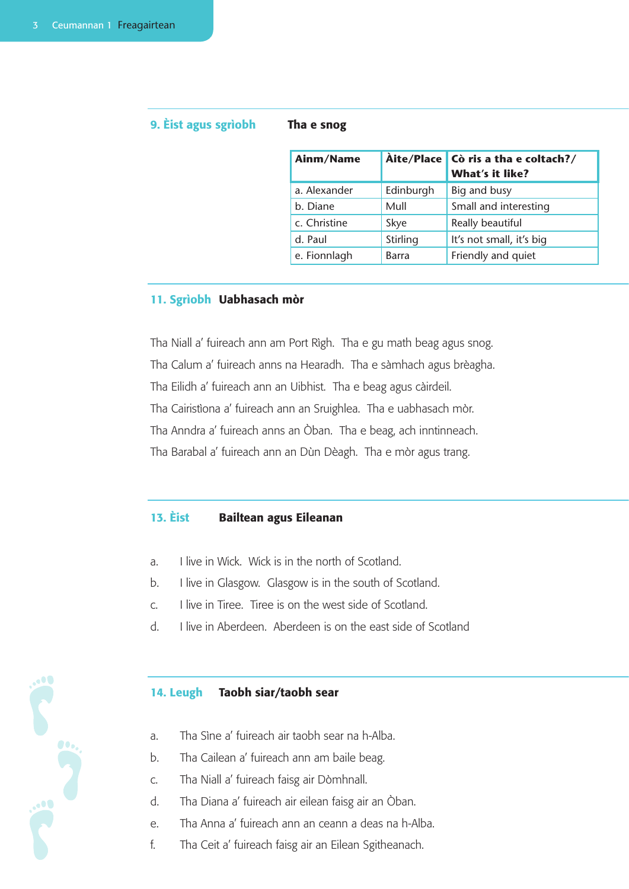## 9. Èist agus sgrìobh — Tha e snog

| Ainm/Name | Àite/Place | Cò ris a tha e coltach?/ What's it like? |
|---|---|---|
| a. Alexander | Edinburgh | Big and busy |
| b. Diane | Mull | Small and interesting |
| c. Christine | Skye | Really beautiful |
| d. Paul | Stirling | It's not small, it's big |
| e. Fionnlagh | Barra | Friendly and quiet |

## 11. Sgrìobh — Uabhasach mòr

Tha Niall a' fuireach ann am Port Rìgh. Tha e gu math beag agus snog.

Tha Calum a' fuireach anns na Hearadh. Tha e sàmhach agus brèagha.

Tha Eilidh a' fuireach ann an Uibhist. Tha e beag agus càirdeil.

Tha Cairistìona a' fuireach ann an Sruighlea. Tha e uabhasach mòr.

Tha Anndra a' fuireach anns an Òban. Tha e beag, ach inntinneach.

Tha Barabal a' fuireach ann an Dùn Dèagh. Tha e mòr agus trang.

## 13. Èist — Bailtean agus Eileanan

a. I live in Wick. Wick is in the north of Scotland.

b. I live in Glasgow. Glasgow is in the south of Scotland.

c. I live in Tiree. Tiree is on the west side of Scotland.

d. I live in Aberdeen. Aberdeen is on the east side of Scotland

## 14. Leugh — Taobh siar/taobh sear

a. Tha Sìne a' fuireach air taobh sear na h-Alba.

b. Tha Cailean a' fuireach ann am baile beag.

c. Tha Niall a' fuireach faisg air Dòmhnall.

d. Tha Diana a' fuireach air eilean faisg air an Òban.

e. Tha Anna a' fuireach ann an ceann a deas na h-Alba.

f. Tha Ceit a' fuireach faisg air an Eilean Sgitheanach.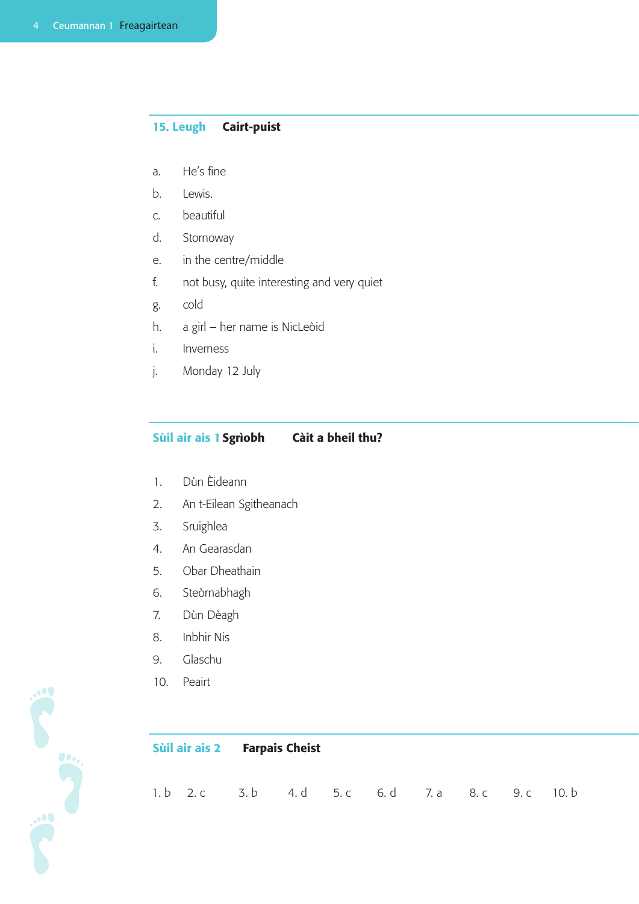## 15. Leugh **Cairt-puist**

a. He's fine
b. Lewis.
c. beautiful
d. Stornoway
e. in the centre/middle
f. not busy, quite interesting and very quiet
g. cold
h. a girl – her name is NicLeòid
i. Inverness
j. Monday 12 July

## Sùil air ais 1 Sgrìobh **Càit a bheil thu?**

1. Dùn Èideann
2. An t-Eilean Sgitheanach
3. Sruighlea
4. An Gearasdan
5. Obar Dheathain
6. Steòrnabhagh
7. Dùn Dèagh
8. Inbhir Nis
9. Glaschu
10. Peairt

## Sùil air ais 2 **Farpais Cheist**

1. b 2. c 3. b 4. d 5. c 6. d 7. a 8. c 9. c 10. b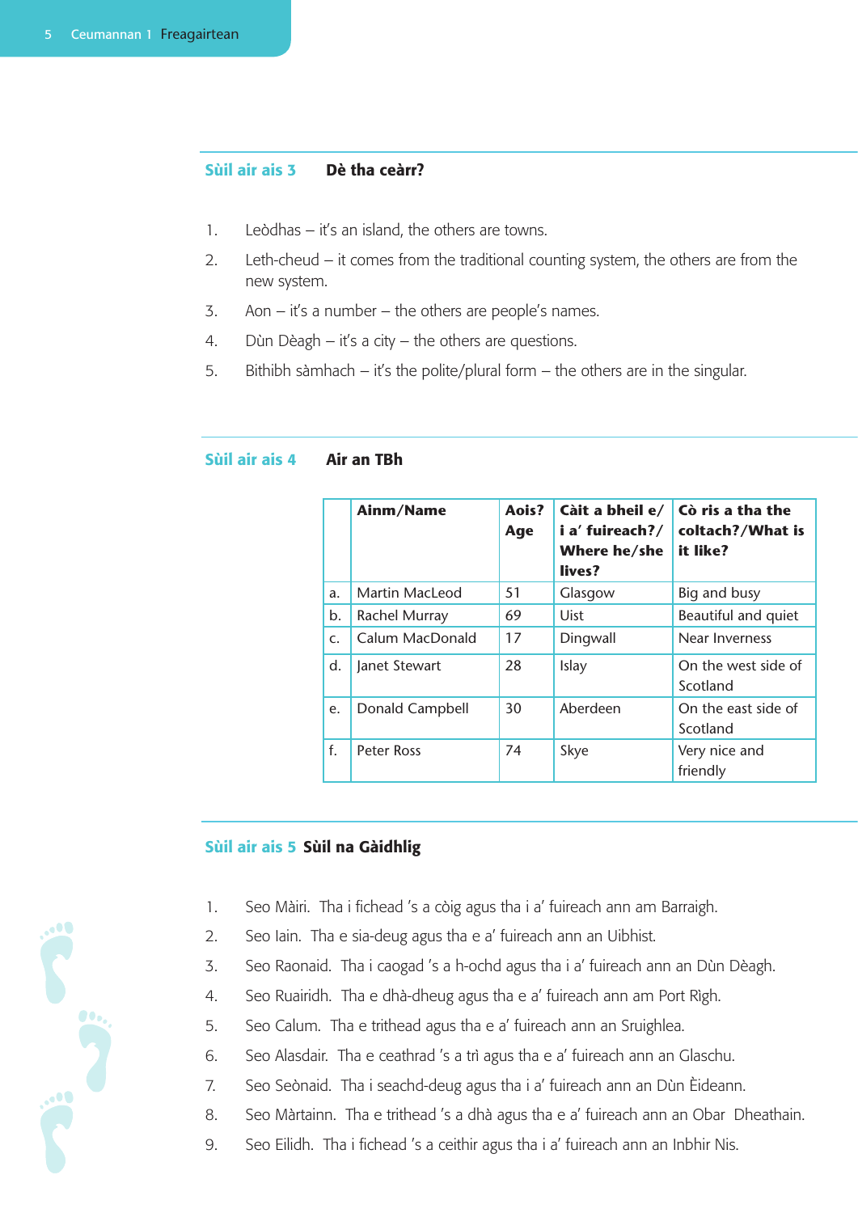## Sùil air ais 3 Dè tha ceàrr?

1. Leòdhas – it's an island, the others are towns.
2. Leth-cheud – it comes from the traditional counting system, the others are from the new system.
3. Aon – it's a number – the others are people's names.
4. Dùn Dèagh – it's a city – the others are questions.
5. Bithibh sàmhach – it's the polite/plural form – the others are in the singular.

## Sùil air ais 4 Air an TBh

| | Ainm/Name | Aois? Age | Càit a bheil e/i a' fuireach?/Where he/she lives? | Cò ris a tha the coltach?/What is it like? |
|---|---|---|---|---|
| a. | Martin MacLeod | 51 | Glasgow | Big and busy |
| b. | Rachel Murray | 69 | Uist | Beautiful and quiet |
| c. | Calum MacDonald | 17 | Dingwall | Near Inverness |
| d. | Janet Stewart | 28 | Islay | On the west side of Scotland |
| e. | Donald Campbell | 30 | Aberdeen | On the east side of Scotland |
| f. | Peter Ross | 74 | Skye | Very nice and friendly |

## Sùil air ais 5 Sùil na Gàidhlig

1. Seo Màiri. Tha i fichead 's a còig agus tha i a' fuireach ann am Barraigh.
2. Seo Iain. Tha e sia-deug agus tha e a' fuireach ann an Uibhist.
3. Seo Raonaid. Tha i caogad 's a h-ochd agus tha i a' fuireach ann an Dùn Dèagh.
4. Seo Ruairidh. Tha e dhà-dheug agus tha e a' fuireach ann am Port Rìgh.
5. Seo Calum. Tha e trithead agus tha e a' fuireach ann an Sruighlea.
6. Seo Alasdair. Tha e ceathrad 's a trì agus tha e a' fuireach ann an Glaschu.
7. Seo Seònaid. Tha i seachd-deug agus tha i a' fuireach ann an Dùn Èideann.
8. Seo Màrtainn. Tha e trithead 's a dhà agus tha e a' fuireach ann an Obar Dheathain.
9. Seo Eilidh. Tha i fichead 's a ceithir agus tha i a' fuireach ann an Inbhir Nis.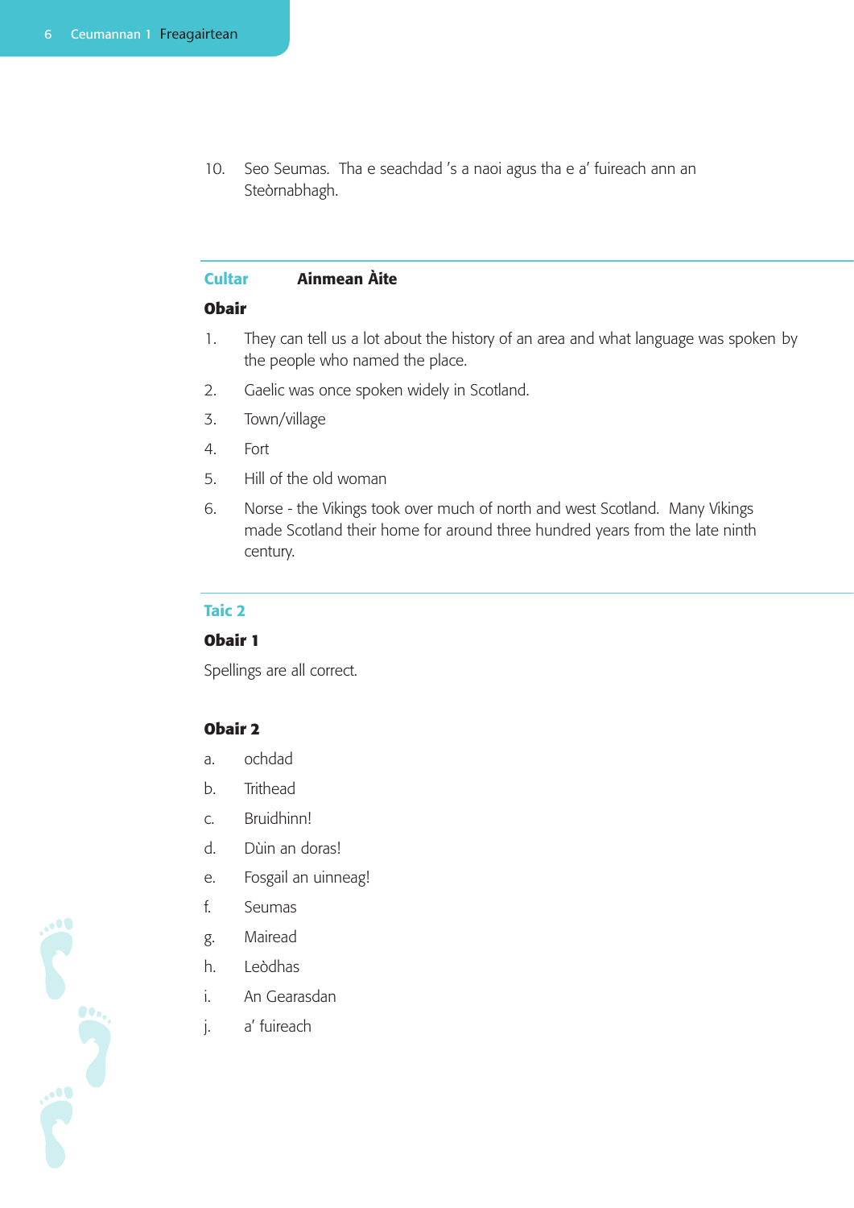10. Seo Seumas. Tha e seachdad 's a naoi agus tha e a' fuireach ann an Steòrnabhagh.

## Cultar — Ainmean Àite

### Obair

1. They can tell us a lot about the history of an area and what language was spoken by the people who named the place.
2. Gaelic was once spoken widely in Scotland.
3. Town/village
4. Fort
5. Hill of the old woman
6. Norse - the Vikings took over much of north and west Scotland. Many Vikings made Scotland their home for around three hundred years from the late ninth century.

## Taic 2

### Obair 1

Spellings are all correct.

### Obair 2

a. ochdad

b. Trithead

c. Bruidhinn!

d. Dùin an doras!

e. Fosgail an uinneag!

f. Seumas

g. Mairead

h. Leòdhas

i. An Gearasdan

j. a' fuireach